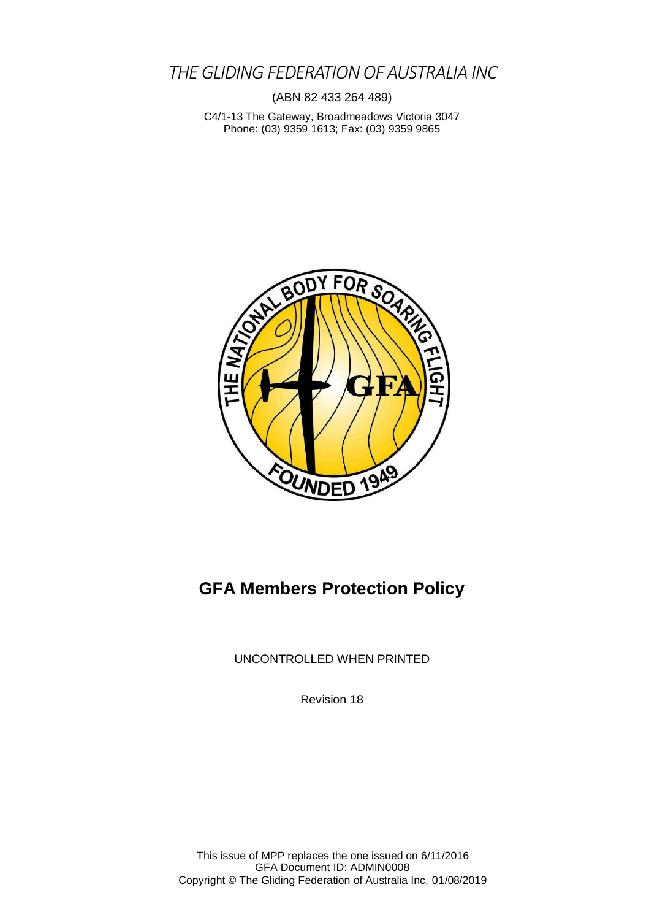# THE GLIDING FEDERATION OF AUSTRALIA INC

(ABN 82 433 264 489)

C4/1-13 The Gateway, Broadmeadows Victoria 3047
Phone: (03) 9359 1613; Fax: (03) 9359 9865

THE NATIONAL BODY FOR SOARING FLIGHT
GFA
FOUNDED 1949

# GFA Members Protection Policy

UNCONTROLLED WHEN PRINTED

Revision 18

This issue of MPP replaces the one issued on 6/11/2016
GFA Document ID: ADMIN0008
Copyright © The Gliding Federation of Australia Inc, 01/08/2019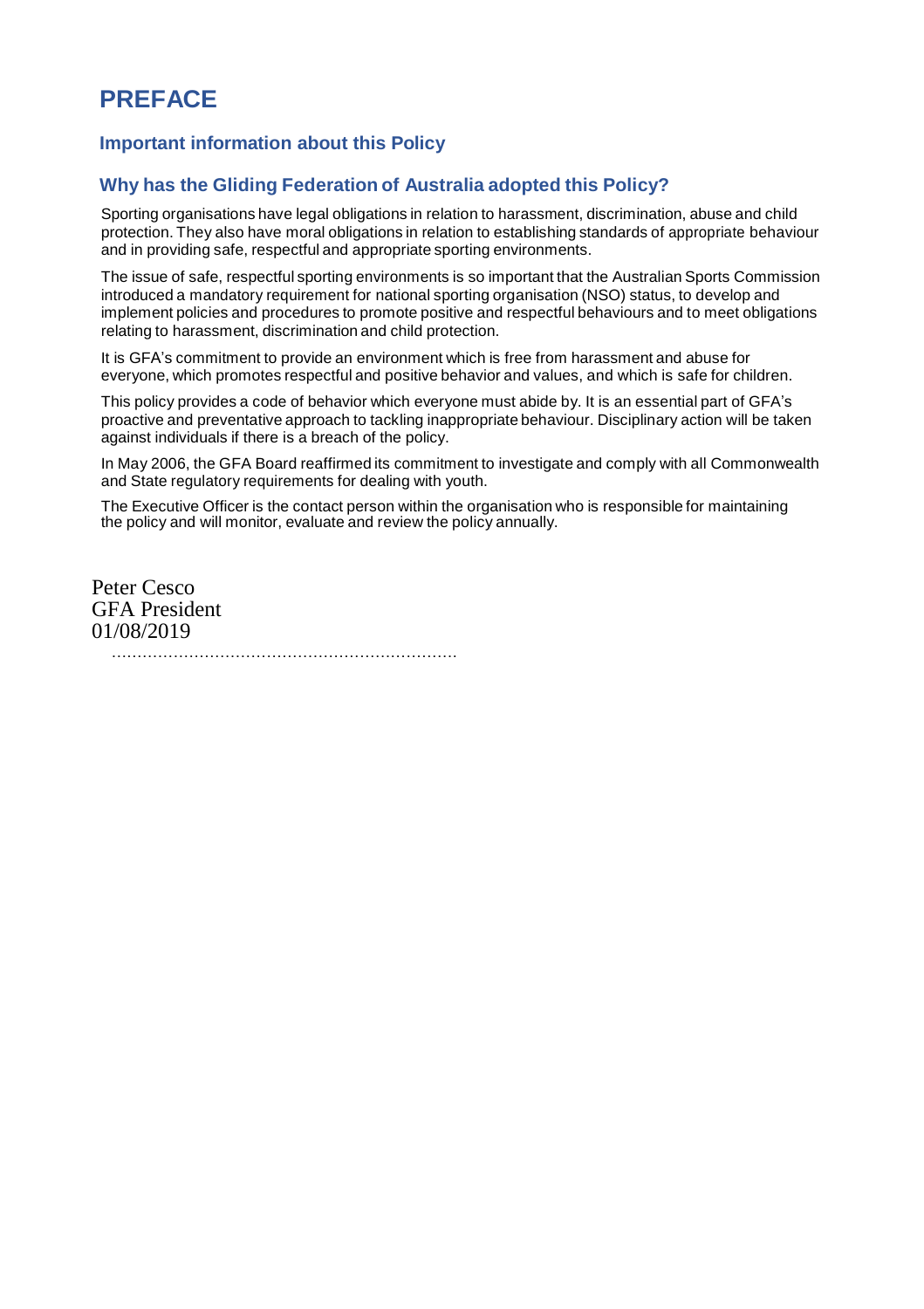# PREFACE

## Important information about this Policy

## Why has the Gliding Federation of Australia adopted this Policy?

Sporting organisations have legal obligations in relation to harassment, discrimination, abuse and child protection. They also have moral obligations in relation to establishing standards of appropriate behaviour and in providing safe, respectful and appropriate sporting environments.

The issue of safe, respectful sporting environments is so important that the Australian Sports Commission introduced a mandatory requirement for national sporting organisation (NSO) status, to develop and implement policies and procedures to promote positive and respectful behaviours and to meet obligations relating to harassment, discrimination and child protection.

It is GFA's commitment to provide an environment which is free from harassment and abuse for everyone, which promotes respectful and positive behavior and values, and which is safe for children.

This policy provides a code of behavior which everyone must abide by. It is an essential part of GFA's proactive and preventative approach to tackling inappropriate behaviour. Disciplinary action will be taken against individuals if there is a breach of the policy.

In May 2006, the GFA Board reaffirmed its commitment to investigate and comply with all Commonwealth and State regulatory requirements for dealing with youth.

The Executive Officer is the contact person within the organisation who is responsible for maintaining the policy and will monitor, evaluate and review the policy annually.

Peter Cesco
GFA President
01/08/2019

…………………………………………………………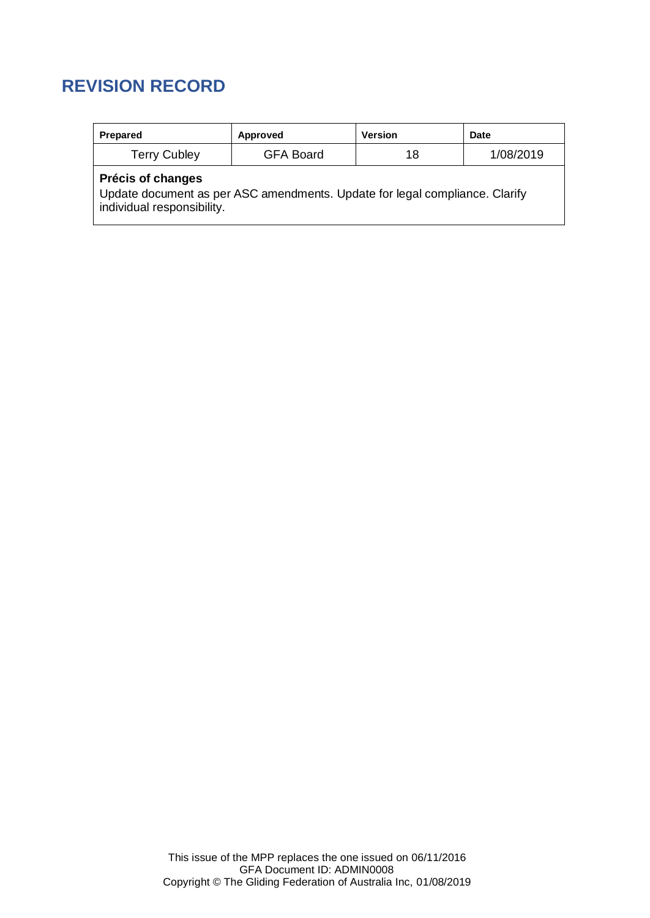# REVISION RECORD

| Prepared | Approved | Version | Date |
|---|---|---|---|
| Terry Cubley | GFA Board | 18 | 1/08/2019 |
| **Précis of changes**<br>Update document as per ASC amendments. Update for legal compliance. Clarify individual responsibility. | | | |

This issue of the MPP replaces the one issued on 06/11/2016
GFA Document ID: ADMIN0008
Copyright © The Gliding Federation of Australia Inc, 01/08/2019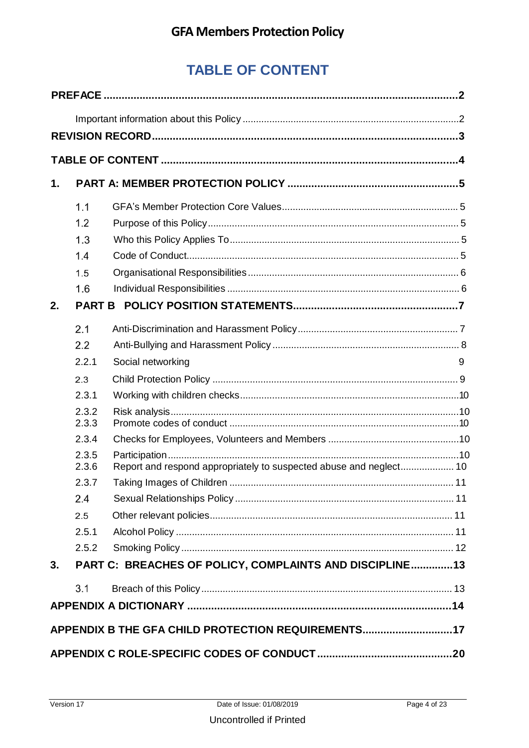# TABLE OF CONTENT

**PREFACE** .......... **2**

Important information about this Policy .......... 2

**REVISION RECORD** .......... **3**

**TABLE OF CONTENT** .......... **4**

**1. PART A: MEMBER PROTECTION POLICY** .......... **5**

- 1.1 GFA's Member Protection Core Values .......... 5
- 1.2 Purpose of this Policy .......... 5
- 1.3 Who this Policy Applies To .......... 5
- 1.4 Code of Conduct .......... 5
- 1.5 Organisational Responsibilities .......... 6
- 1.6 Individual Responsibilities .......... 6

**2. PART B POLICY POSITION STATEMENTS** .......... **7**

- 2.1 Anti-Discrimination and Harassment Policy .......... 7
- 2.2 Anti-Bullying and Harassment Policy .......... 8
- 2.2.1 Social networking 9
- 2.3 Child Protection Policy .......... 9
- 2.3.1 Working with children checks .......... 10
- 2.3.2 Risk analysis .......... 10
- 2.3.3 Promote codes of conduct .......... 10
- 2.3.4 Checks for Employees, Volunteers and Members .......... 10
- 2.3.5 Participation .......... 10
- 2.3.6 Report and respond appropriately to suspected abuse and neglect .......... 10
- 2.3.7 Taking Images of Children .......... 11
- 2.4 Sexual Relationships Policy .......... 11
- 2.5 Other relevant policies .......... 11
- 2.5.1 Alcohol Policy .......... 11
- 2.5.2 Smoking Policy .......... 12

**3. PART C: BREACHES OF POLICY, COMPLAINTS AND DISCIPLINE** .......... **13**

- 3.1 Breach of this Policy .......... 13

**APPENDIX A DICTIONARY** .......... **14**

**APPENDIX B THE GFA CHILD PROTECTION REQUIREMENTS** .......... **17**

**APPENDIX C ROLE-SPECIFIC CODES OF CONDUCT** .......... **20**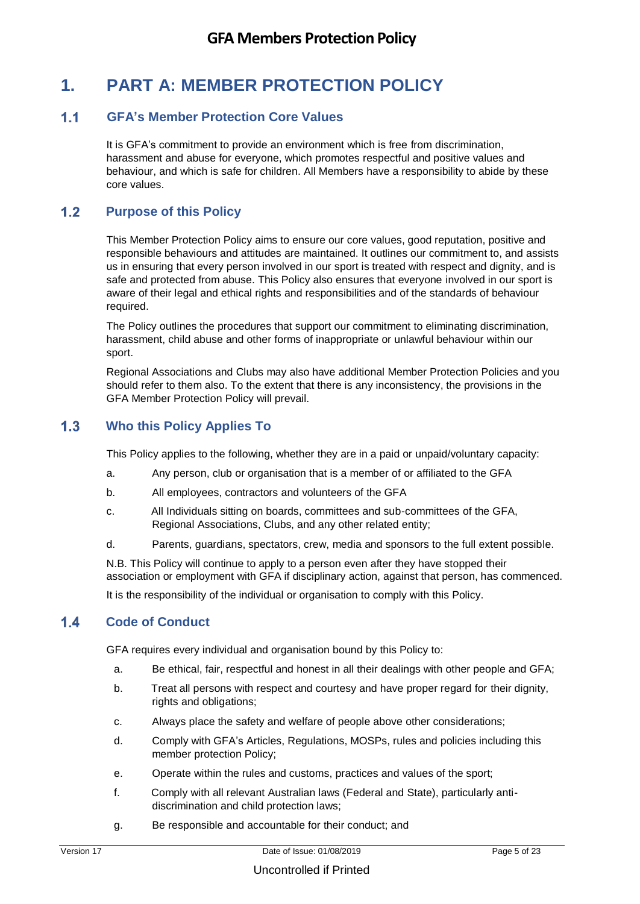# 1. PART A: MEMBER PROTECTION POLICY

## 1.1 GFA's Member Protection Core Values

It is GFA's commitment to provide an environment which is free from discrimination, harassment and abuse for everyone, which promotes respectful and positive values and behaviour, and which is safe for children. All Members have a responsibility to abide by these core values.

## 1.2 Purpose of this Policy

This Member Protection Policy aims to ensure our core values, good reputation, positive and responsible behaviours and attitudes are maintained. It outlines our commitment to, and assists us in ensuring that every person involved in our sport is treated with respect and dignity, and is safe and protected from abuse. This Policy also ensures that everyone involved in our sport is aware of their legal and ethical rights and responsibilities and of the standards of behaviour required.

The Policy outlines the procedures that support our commitment to eliminating discrimination, harassment, child abuse and other forms of inappropriate or unlawful behaviour within our sport.

Regional Associations and Clubs may also have additional Member Protection Policies and you should refer to them also. To the extent that there is any inconsistency, the provisions in the GFA Member Protection Policy will prevail.

## 1.3 Who this Policy Applies To

This Policy applies to the following, whether they are in a paid or unpaid/voluntary capacity:

a. Any person, club or organisation that is a member of or affiliated to the GFA

b. All employees, contractors and volunteers of the GFA

c. All Individuals sitting on boards, committees and sub-committees of the GFA, Regional Associations, Clubs, and any other related entity;

d. Parents, guardians, spectators, crew, media and sponsors to the full extent possible.

N.B. This Policy will continue to apply to a person even after they have stopped their association or employment with GFA if disciplinary action, against that person, has commenced.

It is the responsibility of the individual or organisation to comply with this Policy.

## 1.4 Code of Conduct

GFA requires every individual and organisation bound by this Policy to:

a. Be ethical, fair, respectful and honest in all their dealings with other people and GFA;

b. Treat all persons with respect and courtesy and have proper regard for their dignity, rights and obligations;

c. Always place the safety and welfare of people above other considerations;

d. Comply with GFA's Articles, Regulations, MOSPs, rules and policies including this member protection Policy;

e. Operate within the rules and customs, practices and values of the sport;

f. Comply with all relevant Australian laws (Federal and State), particularly anti-discrimination and child protection laws;

g. Be responsible and accountable for their conduct; and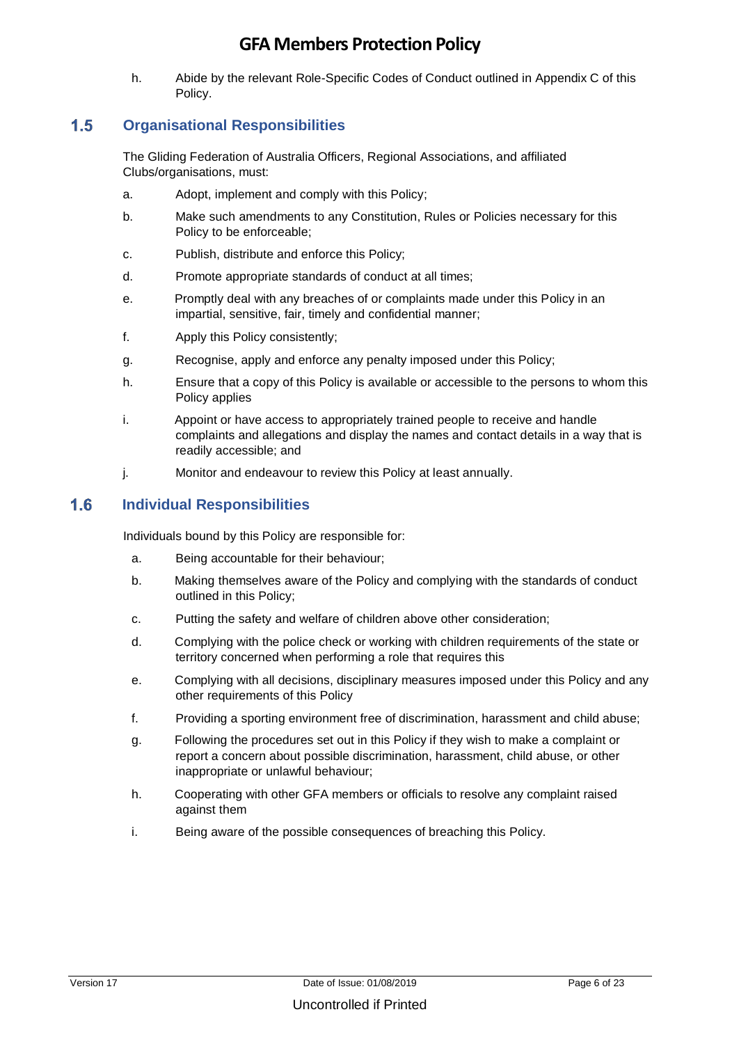h. Abide by the relevant Role-Specific Codes of Conduct outlined in Appendix C of this Policy.

## 1.5 Organisational Responsibilities

The Gliding Federation of Australia Officers, Regional Associations, and affiliated Clubs/organisations, must:

a. Adopt, implement and comply with this Policy;

b. Make such amendments to any Constitution, Rules or Policies necessary for this Policy to be enforceable;

c. Publish, distribute and enforce this Policy;

d. Promote appropriate standards of conduct at all times;

e. Promptly deal with any breaches of or complaints made under this Policy in an impartial, sensitive, fair, timely and confidential manner;

f. Apply this Policy consistently;

g. Recognise, apply and enforce any penalty imposed under this Policy;

h. Ensure that a copy of this Policy is available or accessible to the persons to whom this Policy applies

i. Appoint or have access to appropriately trained people to receive and handle complaints and allegations and display the names and contact details in a way that is readily accessible; and

j. Monitor and endeavour to review this Policy at least annually.

## 1.6 Individual Responsibilities

Individuals bound by this Policy are responsible for:

a. Being accountable for their behaviour;

b. Making themselves aware of the Policy and complying with the standards of conduct outlined in this Policy;

c. Putting the safety and welfare of children above other consideration;

d. Complying with the police check or working with children requirements of the state or territory concerned when performing a role that requires this

e. Complying with all decisions, disciplinary measures imposed under this Policy and any other requirements of this Policy

f. Providing a sporting environment free of discrimination, harassment and child abuse;

g. Following the procedures set out in this Policy if they wish to make a complaint or report a concern about possible discrimination, harassment, child abuse, or other inappropriate or unlawful behaviour;

h. Cooperating with other GFA members or officials to resolve any complaint raised against them

i. Being aware of the possible consequences of breaching this Policy.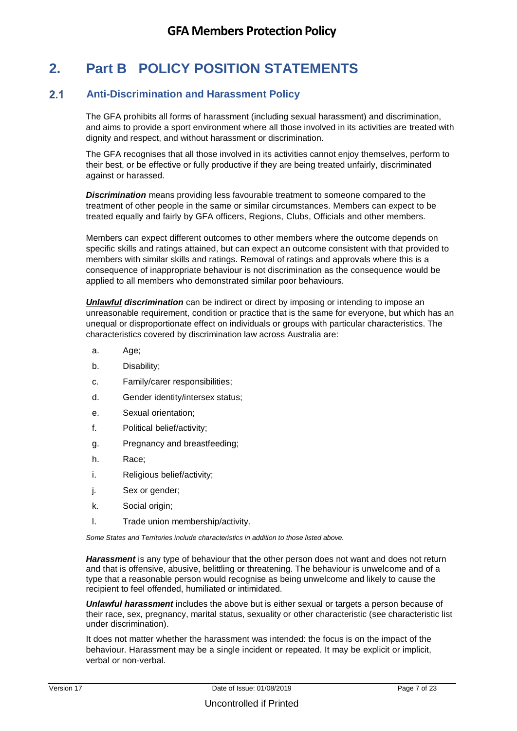# 2. Part B POLICY POSITION STATEMENTS

## 2.1 Anti-Discrimination and Harassment Policy

The GFA prohibits all forms of harassment (including sexual harassment) and discrimination, and aims to provide a sport environment where all those involved in its activities are treated with dignity and respect, and without harassment or discrimination.

The GFA recognises that all those involved in its activities cannot enjoy themselves, perform to their best, or be effective or fully productive if they are being treated unfairly, discriminated against or harassed.

***Discrimination*** means providing less favourable treatment to someone compared to the treatment of other people in the same or similar circumstances. Members can expect to be treated equally and fairly by GFA officers, Regions, Clubs, Officials and other members.

Members can expect different outcomes to other members where the outcome depends on specific skills and ratings attained, but can expect an outcome consistent with that provided to members with similar skills and ratings. Removal of ratings and approvals where this is a consequence of inappropriate behaviour is not discrimination as the consequence would be applied to all members who demonstrated similar poor behaviours.

***<u>Unlawful</u> discrimination*** can be indirect or direct by imposing or intending to impose an unreasonable requirement, condition or practice that is the same for everyone, but which has an unequal or disproportionate effect on individuals or groups with particular characteristics. The characteristics covered by discrimination law across Australia are:

a. Age;

b. Disability;

c. Family/carer responsibilities;

d. Gender identity/intersex status;

e. Sexual orientation;

f. Political belief/activity;

g. Pregnancy and breastfeeding;

h. Race;

i. Religious belief/activity;

j. Sex or gender;

k. Social origin;

l. Trade union membership/activity.

*Some States and Territories include characteristics in addition to those listed above.*

***Harassment*** is any type of behaviour that the other person does not want and does not return and that is offensive, abusive, belittling or threatening. The behaviour is unwelcome and of a type that a reasonable person would recognise as being unwelcome and likely to cause the recipient to feel offended, humiliated or intimidated.

***Unlawful harassment*** includes the above but is either sexual or targets a person because of their race, sex, pregnancy, marital status, sexuality or other characteristic (see characteristic list under discrimination).

It does not matter whether the harassment was intended: the focus is on the impact of the behaviour. Harassment may be a single incident or repeated. It may be explicit or implicit, verbal or non-verbal.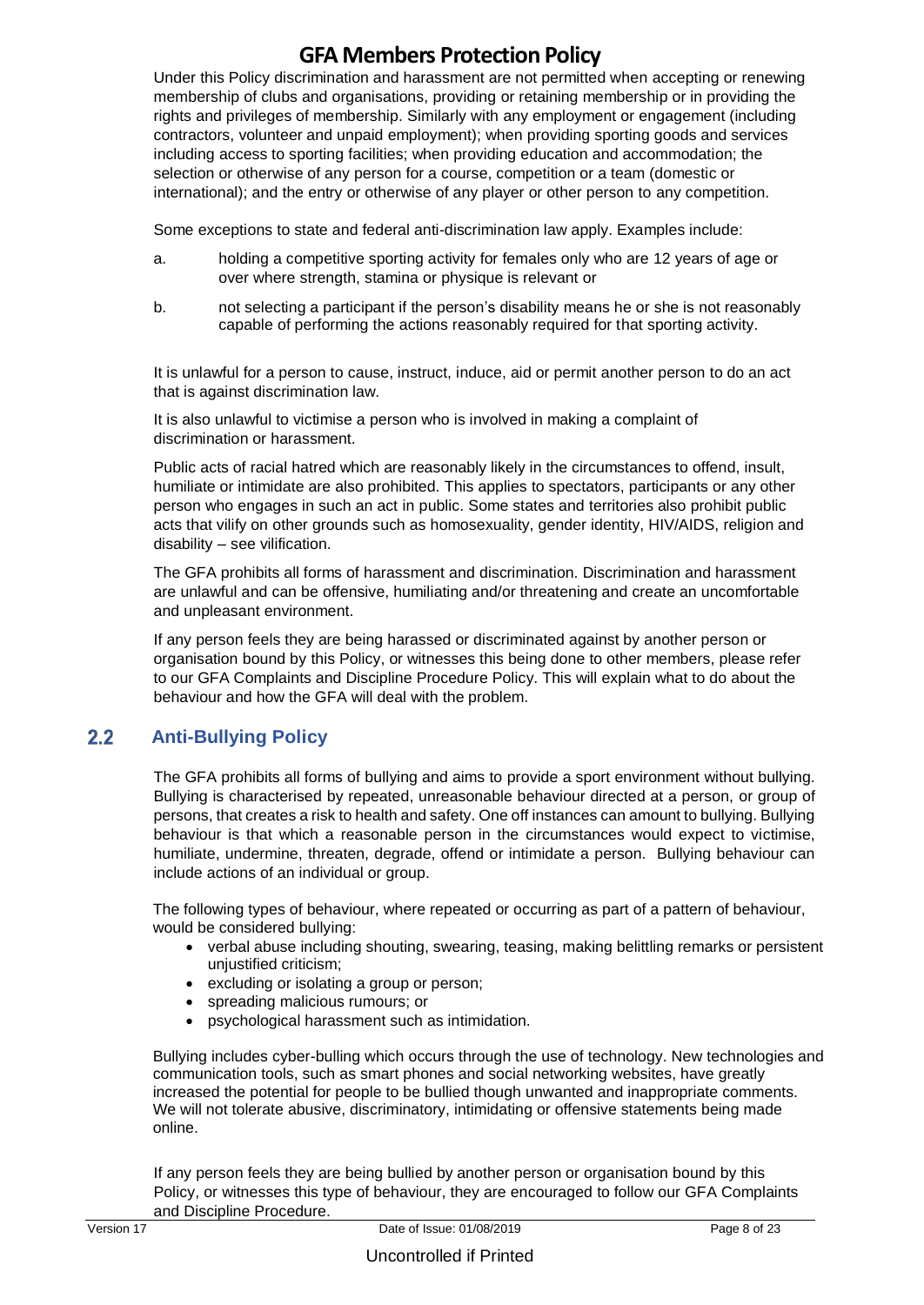Under this Policy discrimination and harassment are not permitted when accepting or renewing membership of clubs and organisations, providing or retaining membership or in providing the rights and privileges of membership. Similarly with any employment or engagement (including contractors, volunteer and unpaid employment); when providing sporting goods and services including access to sporting facilities; when providing education and accommodation; the selection or otherwise of any person for a course, competition or a team (domestic or international); and the entry or otherwise of any player or other person to any competition.

Some exceptions to state and federal anti-discrimination law apply. Examples include:

a. holding a competitive sporting activity for females only who are 12 years of age or over where strength, stamina or physique is relevant or

b. not selecting a participant if the person's disability means he or she is not reasonably capable of performing the actions reasonably required for that sporting activity.

It is unlawful for a person to cause, instruct, induce, aid or permit another person to do an act that is against discrimination law.

It is also unlawful to victimise a person who is involved in making a complaint of discrimination or harassment.

Public acts of racial hatred which are reasonably likely in the circumstances to offend, insult, humiliate or intimidate are also prohibited. This applies to spectators, participants or any other person who engages in such an act in public. Some states and territories also prohibit public acts that vilify on other grounds such as homosexuality, gender identity, HIV/AIDS, religion and disability – see vilification.

The GFA prohibits all forms of harassment and discrimination. Discrimination and harassment are unlawful and can be offensive, humiliating and/or threatening and create an uncomfortable and unpleasant environment.

If any person feels they are being harassed or discriminated against by another person or organisation bound by this Policy, or witnesses this being done to other members, please refer to our GFA Complaints and Discipline Procedure Policy. This will explain what to do about the behaviour and how the GFA will deal with the problem.

## 2.2 Anti-Bullying Policy

The GFA prohibits all forms of bullying and aims to provide a sport environment without bullying. Bullying is characterised by repeated, unreasonable behaviour directed at a person, or group of persons, that creates a risk to health and safety. One off instances can amount to bullying. Bullying behaviour is that which a reasonable person in the circumstances would expect to victimise, humiliate, undermine, threaten, degrade, offend or intimidate a person. Bullying behaviour can include actions of an individual or group.

The following types of behaviour, where repeated or occurring as part of a pattern of behaviour, would be considered bullying:

- verbal abuse including shouting, swearing, teasing, making belittling remarks or persistent unjustified criticism;
- excluding or isolating a group or person;
- spreading malicious rumours; or
- psychological harassment such as intimidation.

Bullying includes cyber-bulling which occurs through the use of technology. New technologies and communication tools, such as smart phones and social networking websites, have greatly increased the potential for people to be bullied though unwanted and inappropriate comments. We will not tolerate abusive, discriminatory, intimidating or offensive statements being made online.

If any person feels they are being bullied by another person or organisation bound by this Policy, or witnesses this type of behaviour, they are encouraged to follow our GFA Complaints and Discipline Procedure.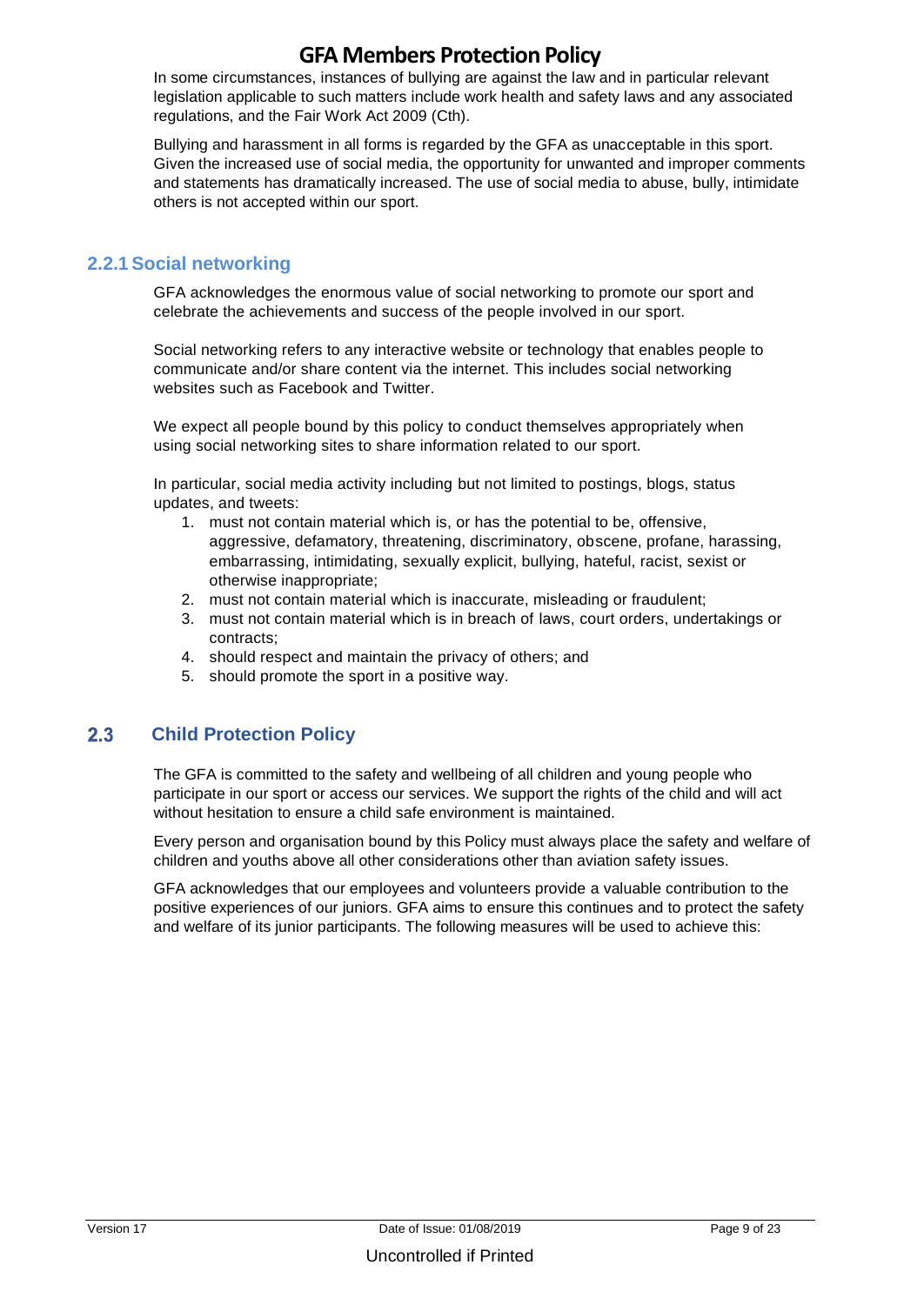In some circumstances, instances of bullying are against the law and in particular relevant legislation applicable to such matters include work health and safety laws and any associated regulations, and the Fair Work Act 2009 (Cth).

Bullying and harassment in all forms is regarded by the GFA as unacceptable in this sport. Given the increased use of social media, the opportunity for unwanted and improper comments and statements has dramatically increased. The use of social media to abuse, bully, intimidate others is not accepted within our sport.

### 2.2.1 Social networking

GFA acknowledges the enormous value of social networking to promote our sport and celebrate the achievements and success of the people involved in our sport.

Social networking refers to any interactive website or technology that enables people to communicate and/or share content via the internet. This includes social networking websites such as Facebook and Twitter.

We expect all people bound by this policy to conduct themselves appropriately when using social networking sites to share information related to our sport.

In particular, social media activity including but not limited to postings, blogs, status updates, and tweets:

1. must not contain material which is, or has the potential to be, offensive, aggressive, defamatory, threatening, discriminatory, obscene, profane, harassing, embarrassing, intimidating, sexually explicit, bullying, hateful, racist, sexist or otherwise inappropriate;
2. must not contain material which is inaccurate, misleading or fraudulent;
3. must not contain material which is in breach of laws, court orders, undertakings or contracts;
4. should respect and maintain the privacy of others; and
5. should promote the sport in a positive way.

## 2.3 Child Protection Policy

The GFA is committed to the safety and wellbeing of all children and young people who participate in our sport or access our services. We support the rights of the child and will act without hesitation to ensure a child safe environment is maintained.

Every person and organisation bound by this Policy must always place the safety and welfare of children and youths above all other considerations other than aviation safety issues.

GFA acknowledges that our employees and volunteers provide a valuable contribution to the positive experiences of our juniors. GFA aims to ensure this continues and to protect the safety and welfare of its junior participants. The following measures will be used to achieve this: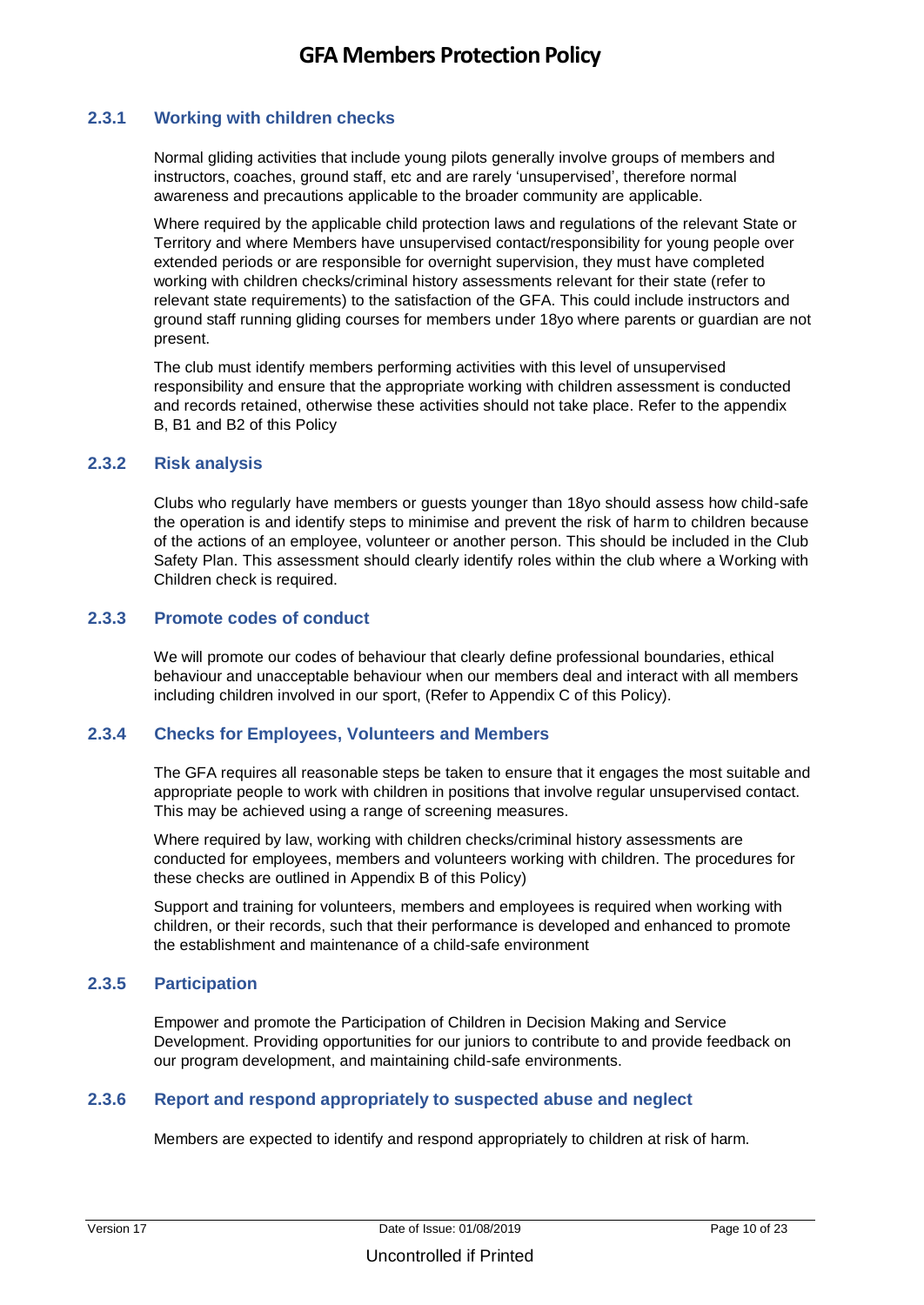#### 2.3.1 Working with children checks

Normal gliding activities that include young pilots generally involve groups of members and instructors, coaches, ground staff, etc and are rarely 'unsupervised', therefore normal awareness and precautions applicable to the broader community are applicable.

Where required by the applicable child protection laws and regulations of the relevant State or Territory and where Members have unsupervised contact/responsibility for young people over extended periods or are responsible for overnight supervision, they must have completed working with children checks/criminal history assessments relevant for their state (refer to relevant state requirements) to the satisfaction of the GFA. This could include instructors and ground staff running gliding courses for members under 18yo where parents or guardian are not present.

The club must identify members performing activities with this level of unsupervised responsibility and ensure that the appropriate working with children assessment is conducted and records retained, otherwise these activities should not take place. Refer to the appendix B, B1 and B2 of this Policy

#### 2.3.2 Risk analysis

Clubs who regularly have members or guests younger than 18yo should assess how child-safe the operation is and identify steps to minimise and prevent the risk of harm to children because of the actions of an employee, volunteer or another person. This should be included in the Club Safety Plan. This assessment should clearly identify roles within the club where a Working with Children check is required.

#### 2.3.3 Promote codes of conduct

We will promote our codes of behaviour that clearly define professional boundaries, ethical behaviour and unacceptable behaviour when our members deal and interact with all members including children involved in our sport, (Refer to Appendix C of this Policy).

#### 2.3.4 Checks for Employees, Volunteers and Members

The GFA requires all reasonable steps be taken to ensure that it engages the most suitable and appropriate people to work with children in positions that involve regular unsupervised contact. This may be achieved using a range of screening measures.

Where required by law, working with children checks/criminal history assessments are conducted for employees, members and volunteers working with children. The procedures for these checks are outlined in Appendix B of this Policy)

Support and training for volunteers, members and employees is required when working with children, or their records, such that their performance is developed and enhanced to promote the establishment and maintenance of a child-safe environment

#### 2.3.5 Participation

Empower and promote the Participation of Children in Decision Making and Service Development. Providing opportunities for our juniors to contribute to and provide feedback on our program development, and maintaining child-safe environments.

#### 2.3.6 Report and respond appropriately to suspected abuse and neglect

Members are expected to identify and respond appropriately to children at risk of harm.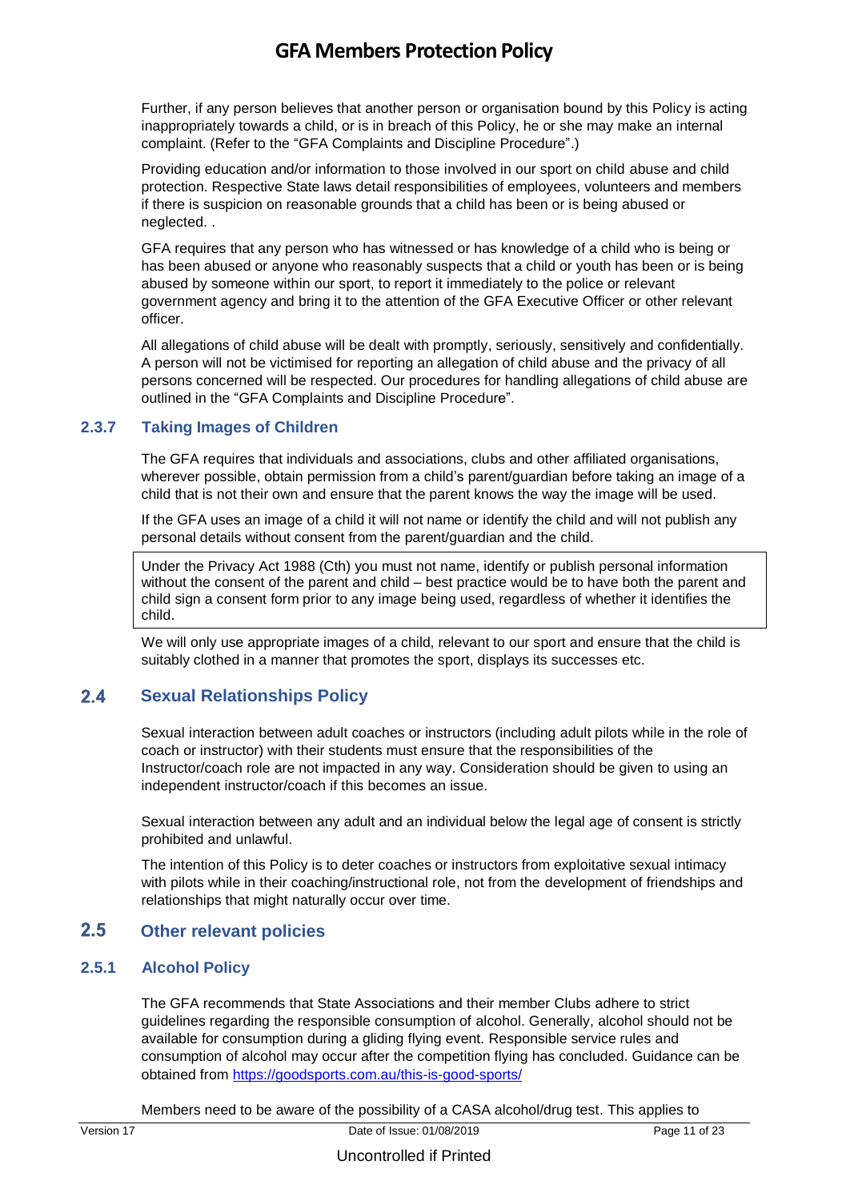Further, if any person believes that another person or organisation bound by this Policy is acting inappropriately towards a child, or is in breach of this Policy, he or she may make an internal complaint. (Refer to the "GFA Complaints and Discipline Procedure".)

Providing education and/or information to those involved in our sport on child abuse and child protection. Respective State laws detail responsibilities of employees, volunteers and members if there is suspicion on reasonable grounds that a child has been or is being abused or neglected. .

GFA requires that any person who has witnessed or has knowledge of a child who is being or has been abused or anyone who reasonably suspects that a child or youth has been or is being abused by someone within our sport, to report it immediately to the police or relevant government agency and bring it to the attention of the GFA Executive Officer or other relevant officer.

All allegations of child abuse will be dealt with promptly, seriously, sensitively and confidentially. A person will not be victimised for reporting an allegation of child abuse and the privacy of all persons concerned will be respected. Our procedures for handling allegations of child abuse are outlined in the "GFA Complaints and Discipline Procedure".

### 2.3.7 Taking Images of Children

The GFA requires that individuals and associations, clubs and other affiliated organisations, wherever possible, obtain permission from a child's parent/guardian before taking an image of a child that is not their own and ensure that the parent knows the way the image will be used.

If the GFA uses an image of a child it will not name or identify the child and will not publish any personal details without consent from the parent/guardian and the child.

> Under the Privacy Act 1988 (Cth) you must not name, identify or publish personal information without the consent of the parent and child – best practice would be to have both the parent and child sign a consent form prior to any image being used, regardless of whether it identifies the child.

We will only use appropriate images of a child, relevant to our sport and ensure that the child is suitably clothed in a manner that promotes the sport, displays its successes etc.

## 2.4 Sexual Relationships Policy

Sexual interaction between adult coaches or instructors (including adult pilots while in the role of coach or instructor) with their students must ensure that the responsibilities of the Instructor/coach role are not impacted in any way. Consideration should be given to using an independent instructor/coach if this becomes an issue.

Sexual interaction between any adult and an individual below the legal age of consent is strictly prohibited and unlawful.

The intention of this Policy is to deter coaches or instructors from exploitative sexual intimacy with pilots while in their coaching/instructional role, not from the development of friendships and relationships that might naturally occur over time.

## 2.5 Other relevant policies

### 2.5.1 Alcohol Policy

The GFA recommends that State Associations and their member Clubs adhere to strict guidelines regarding the responsible consumption of alcohol. Generally, alcohol should not be available for consumption during a gliding flying event. Responsible service rules and consumption of alcohol may occur after the competition flying has concluded. Guidance can be obtained from https://goodsports.com.au/this-is-good-sports/

Members need to be aware of the possibility of a CASA alcohol/drug test. This applies to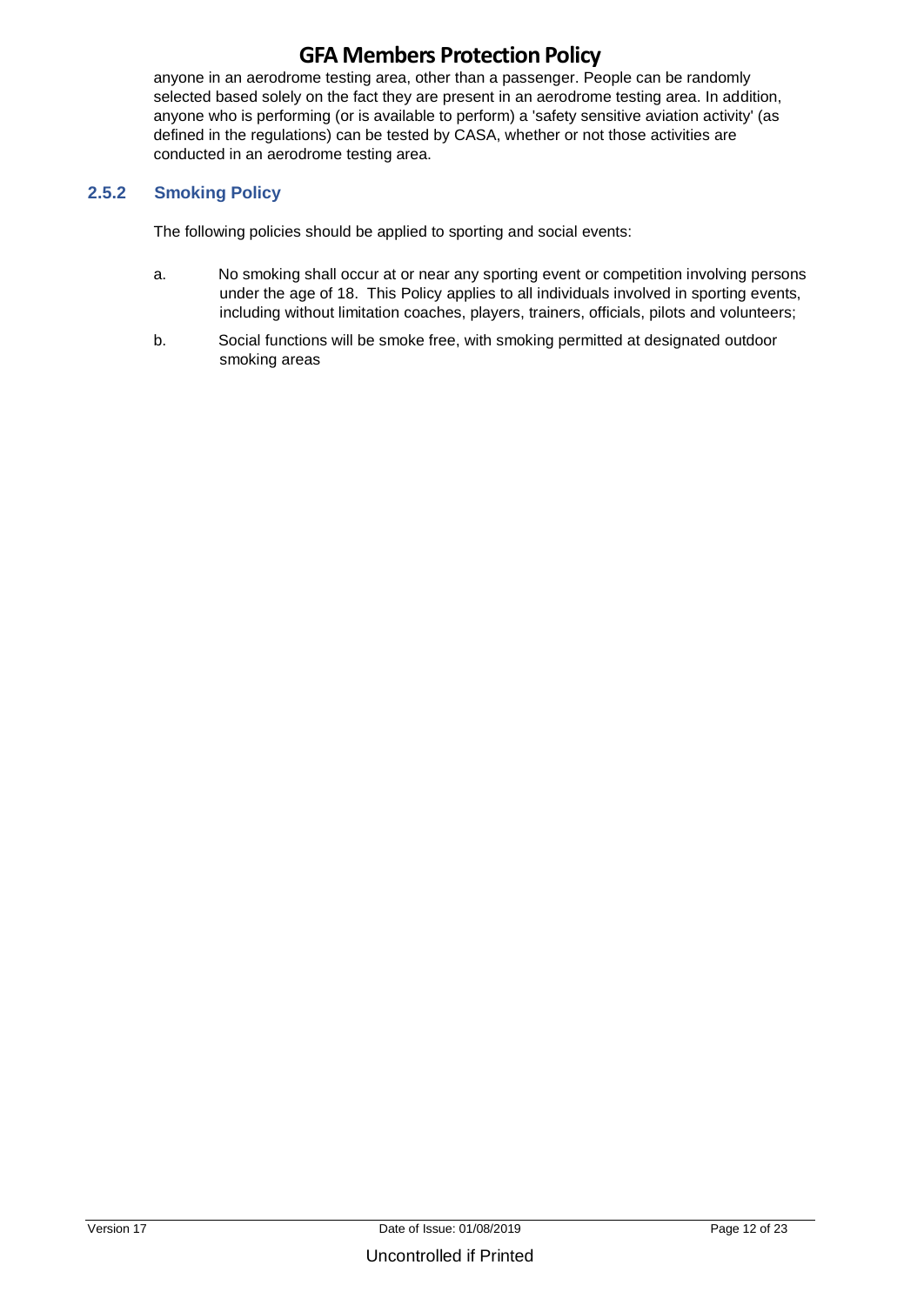anyone in an aerodrome testing area, other than a passenger. People can be randomly selected based solely on the fact they are present in an aerodrome testing area. In addition, anyone who is performing (or is available to perform) a 'safety sensitive aviation activity' (as defined in the regulations) can be tested by CASA, whether or not those activities are conducted in an aerodrome testing area.

### 2.5.2 Smoking Policy

The following policies should be applied to sporting and social events:

a. No smoking shall occur at or near any sporting event or competition involving persons under the age of 18. This Policy applies to all individuals involved in sporting events, including without limitation coaches, players, trainers, officials, pilots and volunteers;

b. Social functions will be smoke free, with smoking permitted at designated outdoor smoking areas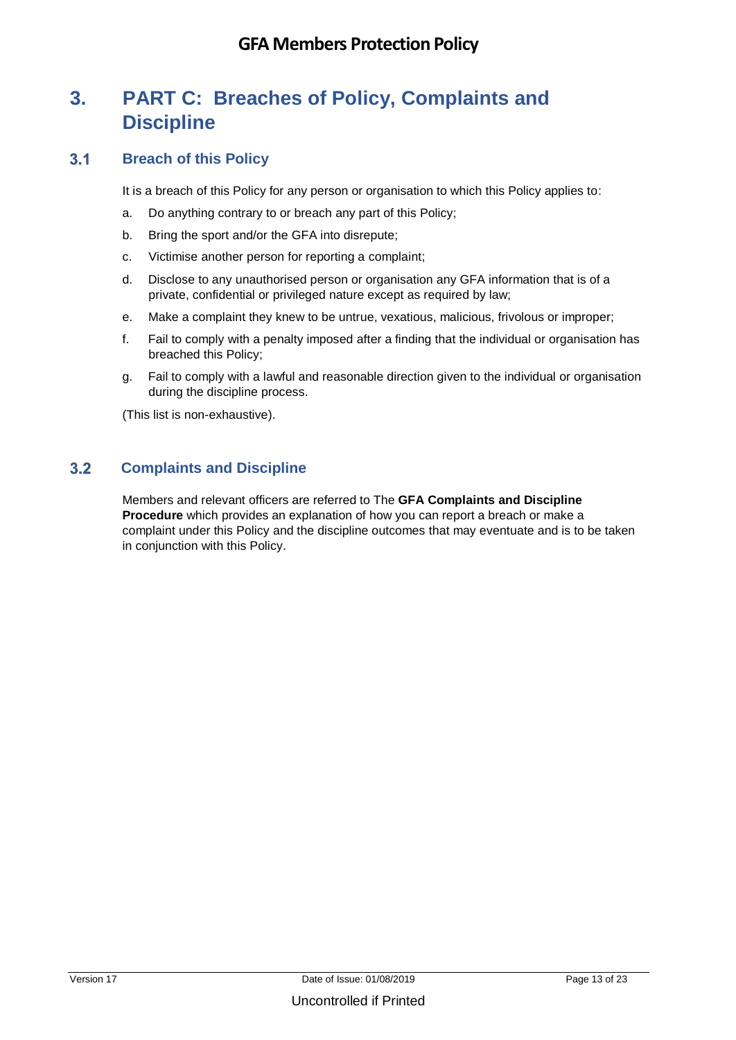# 3. PART C: Breaches of Policy, Complaints and Discipline

## 3.1 Breach of this Policy

It is a breach of this Policy for any person or organisation to which this Policy applies to:

a. Do anything contrary to or breach any part of this Policy;

b. Bring the sport and/or the GFA into disrepute;

c. Victimise another person for reporting a complaint;

d. Disclose to any unauthorised person or organisation any GFA information that is of a private, confidential or privileged nature except as required by law;

e. Make a complaint they knew to be untrue, vexatious, malicious, frivolous or improper;

f. Fail to comply with a penalty imposed after a finding that the individual or organisation has breached this Policy;

g. Fail to comply with a lawful and reasonable direction given to the individual or organisation during the discipline process.

(This list is non-exhaustive).

## 3.2 Complaints and Discipline

Members and relevant officers are referred to The **GFA Complaints and Discipline Procedure** which provides an explanation of how you can report a breach or make a complaint under this Policy and the discipline outcomes that may eventuate and is to be taken in conjunction with this Policy.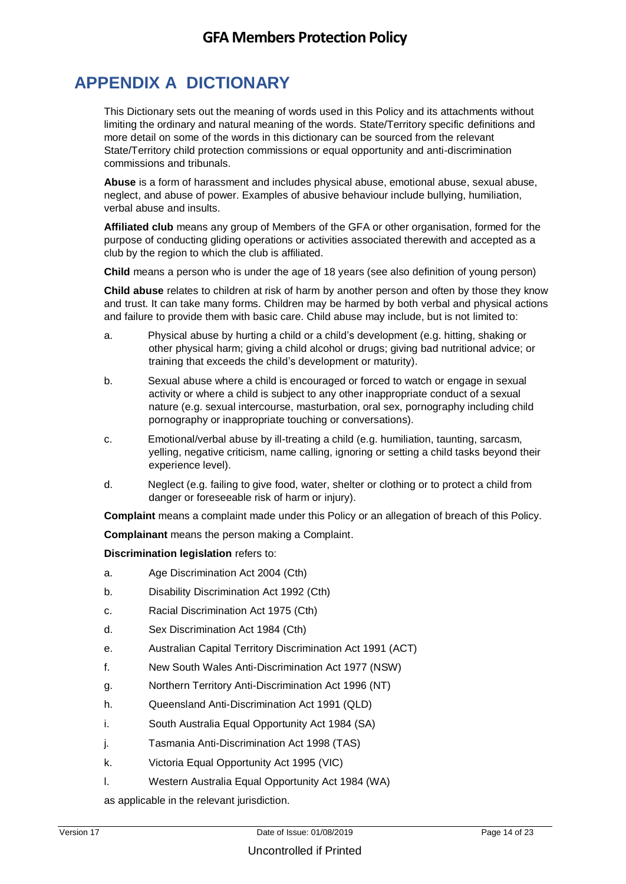# APPENDIX A DICTIONARY

This Dictionary sets out the meaning of words used in this Policy and its attachments without limiting the ordinary and natural meaning of the words. State/Territory specific definitions and more detail on some of the words in this dictionary can be sourced from the relevant State/Territory child protection commissions or equal opportunity and anti-discrimination commissions and tribunals.

**Abuse** is a form of harassment and includes physical abuse, emotional abuse, sexual abuse, neglect, and abuse of power. Examples of abusive behaviour include bullying, humiliation, verbal abuse and insults.

**Affiliated club** means any group of Members of the GFA or other organisation, formed for the purpose of conducting gliding operations or activities associated therewith and accepted as a club by the region to which the club is affiliated.

**Child** means a person who is under the age of 18 years (see also definition of young person)

**Child abuse** relates to children at risk of harm by another person and often by those they know and trust. It can take many forms. Children may be harmed by both verbal and physical actions and failure to provide them with basic care. Child abuse may include, but is not limited to:

a. Physical abuse by hurting a child or a child's development (e.g. hitting, shaking or other physical harm; giving a child alcohol or drugs; giving bad nutritional advice; or training that exceeds the child's development or maturity).

b. Sexual abuse where a child is encouraged or forced to watch or engage in sexual activity or where a child is subject to any other inappropriate conduct of a sexual nature (e.g. sexual intercourse, masturbation, oral sex, pornography including child pornography or inappropriate touching or conversations).

c. Emotional/verbal abuse by ill-treating a child (e.g. humiliation, taunting, sarcasm, yelling, negative criticism, name calling, ignoring or setting a child tasks beyond their experience level).

d. Neglect (e.g. failing to give food, water, shelter or clothing or to protect a child from danger or foreseeable risk of harm or injury).

**Complaint** means a complaint made under this Policy or an allegation of breach of this Policy.

**Complainant** means the person making a Complaint.

**Discrimination legislation** refers to:

a. Age Discrimination Act 2004 (Cth)

b. Disability Discrimination Act 1992 (Cth)

c. Racial Discrimination Act 1975 (Cth)

d. Sex Discrimination Act 1984 (Cth)

e. Australian Capital Territory Discrimination Act 1991 (ACT)

f. New South Wales Anti-Discrimination Act 1977 (NSW)

g. Northern Territory Anti-Discrimination Act 1996 (NT)

h. Queensland Anti-Discrimination Act 1991 (QLD)

i. South Australia Equal Opportunity Act 1984 (SA)

j. Tasmania Anti-Discrimination Act 1998 (TAS)

k. Victoria Equal Opportunity Act 1995 (VIC)

l. Western Australia Equal Opportunity Act 1984 (WA)

as applicable in the relevant jurisdiction.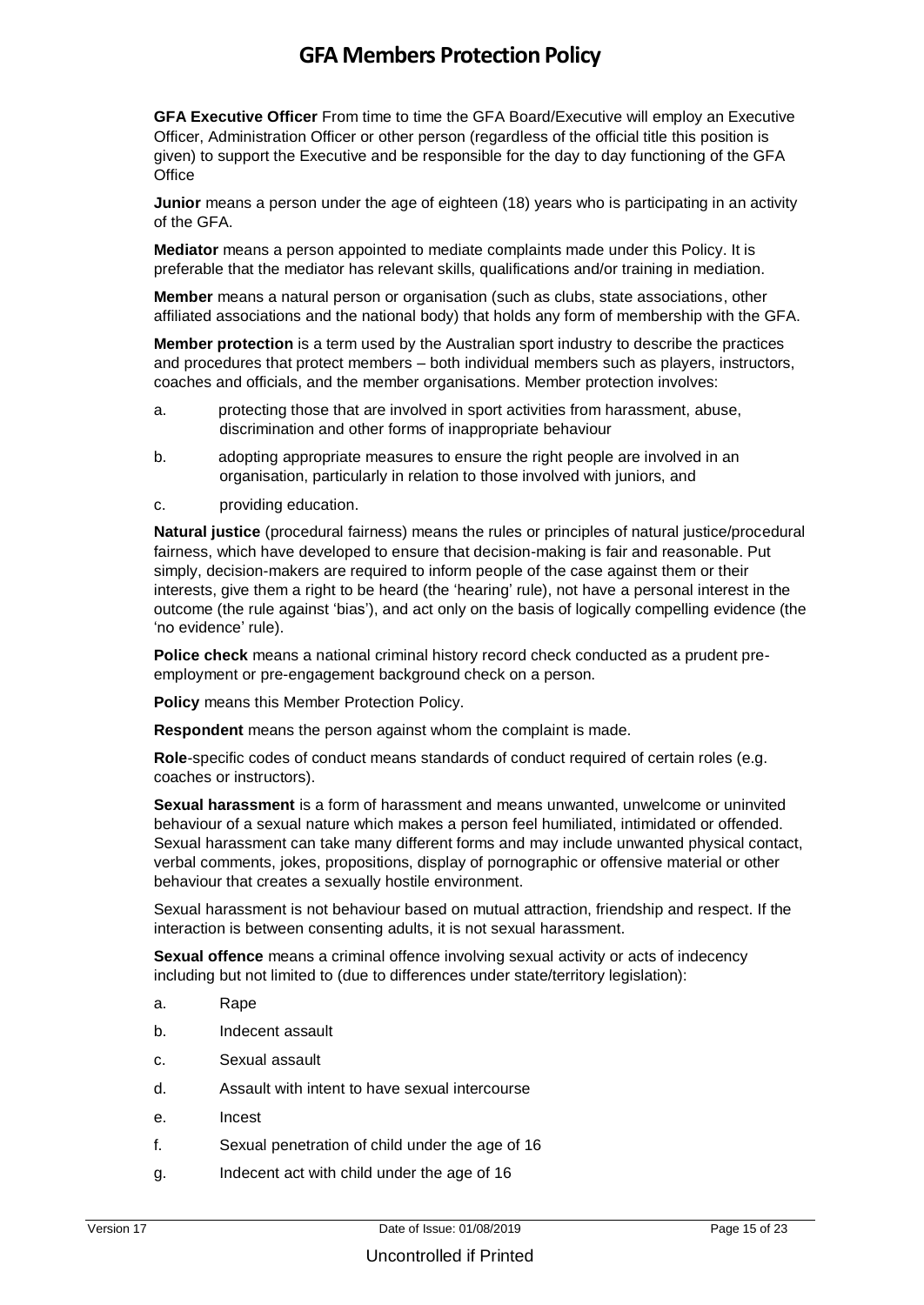**GFA Executive Officer** From time to time the GFA Board/Executive will employ an Executive Officer, Administration Officer or other person (regardless of the official title this position is given) to support the Executive and be responsible for the day to day functioning of the GFA Office

**Junior** means a person under the age of eighteen (18) years who is participating in an activity of the GFA.

**Mediator** means a person appointed to mediate complaints made under this Policy. It is preferable that the mediator has relevant skills, qualifications and/or training in mediation.

**Member** means a natural person or organisation (such as clubs, state associations, other affiliated associations and the national body) that holds any form of membership with the GFA.

**Member protection** is a term used by the Australian sport industry to describe the practices and procedures that protect members – both individual members such as players, instructors, coaches and officials, and the member organisations. Member protection involves:

a. protecting those that are involved in sport activities from harassment, abuse, discrimination and other forms of inappropriate behaviour

b. adopting appropriate measures to ensure the right people are involved in an organisation, particularly in relation to those involved with juniors, and

c. providing education.

**Natural justice** (procedural fairness) means the rules or principles of natural justice/procedural fairness, which have developed to ensure that decision-making is fair and reasonable. Put simply, decision-makers are required to inform people of the case against them or their interests, give them a right to be heard (the 'hearing' rule), not have a personal interest in the outcome (the rule against 'bias'), and act only on the basis of logically compelling evidence (the 'no evidence' rule).

**Police check** means a national criminal history record check conducted as a prudent pre-employment or pre-engagement background check on a person.

**Policy** means this Member Protection Policy.

**Respondent** means the person against whom the complaint is made.

**Role**-specific codes of conduct means standards of conduct required of certain roles (e.g. coaches or instructors).

**Sexual harassment** is a form of harassment and means unwanted, unwelcome or uninvited behaviour of a sexual nature which makes a person feel humiliated, intimidated or offended. Sexual harassment can take many different forms and may include unwanted physical contact, verbal comments, jokes, propositions, display of pornographic or offensive material or other behaviour that creates a sexually hostile environment.

Sexual harassment is not behaviour based on mutual attraction, friendship and respect. If the interaction is between consenting adults, it is not sexual harassment.

**Sexual offence** means a criminal offence involving sexual activity or acts of indecency including but not limited to (due to differences under state/territory legislation):

a. Rape

b. Indecent assault

c. Sexual assault

d. Assault with intent to have sexual intercourse

e. Incest

f. Sexual penetration of child under the age of 16

g. Indecent act with child under the age of 16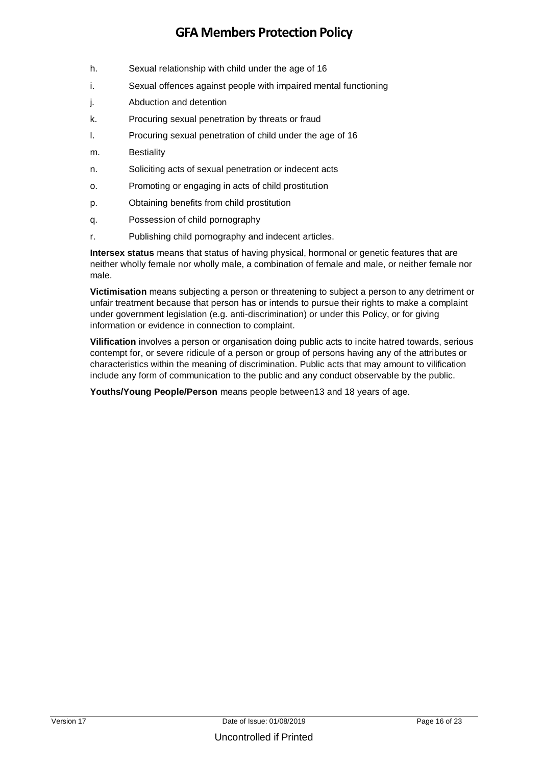h. Sexual relationship with child under the age of 16

i. Sexual offences against people with impaired mental functioning

j. Abduction and detention

k. Procuring sexual penetration by threats or fraud

l. Procuring sexual penetration of child under the age of 16

m. Bestiality

n. Soliciting acts of sexual penetration or indecent acts

o. Promoting or engaging in acts of child prostitution

p. Obtaining benefits from child prostitution

q. Possession of child pornography

r. Publishing child pornography and indecent articles.

**Intersex status** means that status of having physical, hormonal or genetic features that are neither wholly female nor wholly male, a combination of female and male, or neither female nor male.

**Victimisation** means subjecting a person or threatening to subject a person to any detriment or unfair treatment because that person has or intends to pursue their rights to make a complaint under government legislation (e.g. anti-discrimination) or under this Policy, or for giving information or evidence in connection to complaint.

**Vilification** involves a person or organisation doing public acts to incite hatred towards, serious contempt for, or severe ridicule of a person or group of persons having any of the attributes or characteristics within the meaning of discrimination. Public acts that may amount to vilification include any form of communication to the public and any conduct observable by the public.

**Youths/Young People/Person** means people between13 and 18 years of age.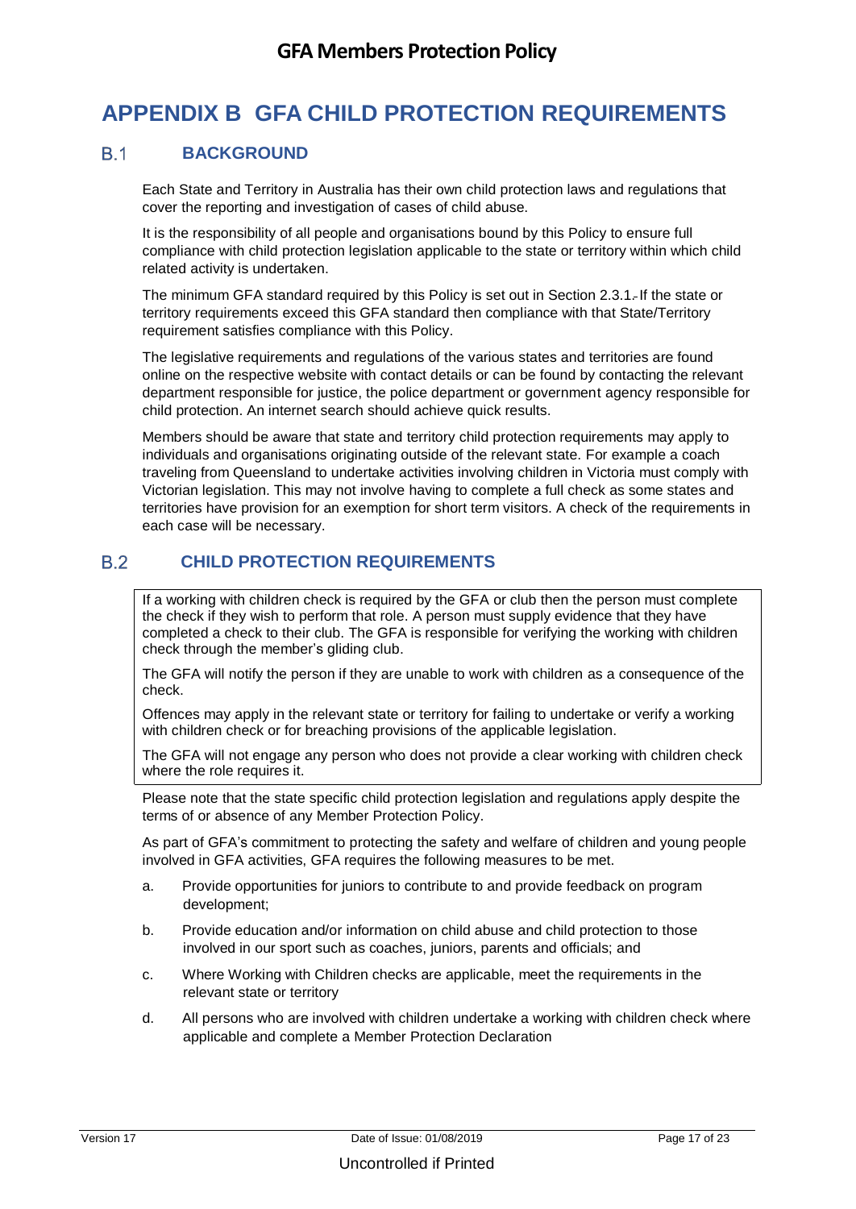# APPENDIX B GFA CHILD PROTECTION REQUIREMENTS

## B.1 BACKGROUND

Each State and Territory in Australia has their own child protection laws and regulations that cover the reporting and investigation of cases of child abuse.

It is the responsibility of all people and organisations bound by this Policy to ensure full compliance with child protection legislation applicable to the state or territory within which child related activity is undertaken.

The minimum GFA standard required by this Policy is set out in Section 2.3.1. If the state or territory requirements exceed this GFA standard then compliance with that State/Territory requirement satisfies compliance with this Policy.

The legislative requirements and regulations of the various states and territories are found online on the respective website with contact details or can be found by contacting the relevant department responsible for justice, the police department or government agency responsible for child protection. An internet search should achieve quick results.

Members should be aware that state and territory child protection requirements may apply to individuals and organisations originating outside of the relevant state. For example a coach traveling from Queensland to undertake activities involving children in Victoria must comply with Victorian legislation. This may not involve having to complete a full check as some states and territories have provision for an exemption for short term visitors. A check of the requirements in each case will be necessary.

## B.2 CHILD PROTECTION REQUIREMENTS

If a working with children check is required by the GFA or club then the person must complete the check if they wish to perform that role. A person must supply evidence that they have completed a check to their club. The GFA is responsible for verifying the working with children check through the member's gliding club.

The GFA will notify the person if they are unable to work with children as a consequence of the check.

Offences may apply in the relevant state or territory for failing to undertake or verify a working with children check or for breaching provisions of the applicable legislation.

The GFA will not engage any person who does not provide a clear working with children check where the role requires it.

Please note that the state specific child protection legislation and regulations apply despite the terms of or absence of any Member Protection Policy.

As part of GFA's commitment to protecting the safety and welfare of children and young people involved in GFA activities, GFA requires the following measures to be met.

a. Provide opportunities for juniors to contribute to and provide feedback on program development;

b. Provide education and/or information on child abuse and child protection to those involved in our sport such as coaches, juniors, parents and officials; and

c. Where Working with Children checks are applicable, meet the requirements in the relevant state or territory

d. All persons who are involved with children undertake a working with children check where applicable and complete a Member Protection Declaration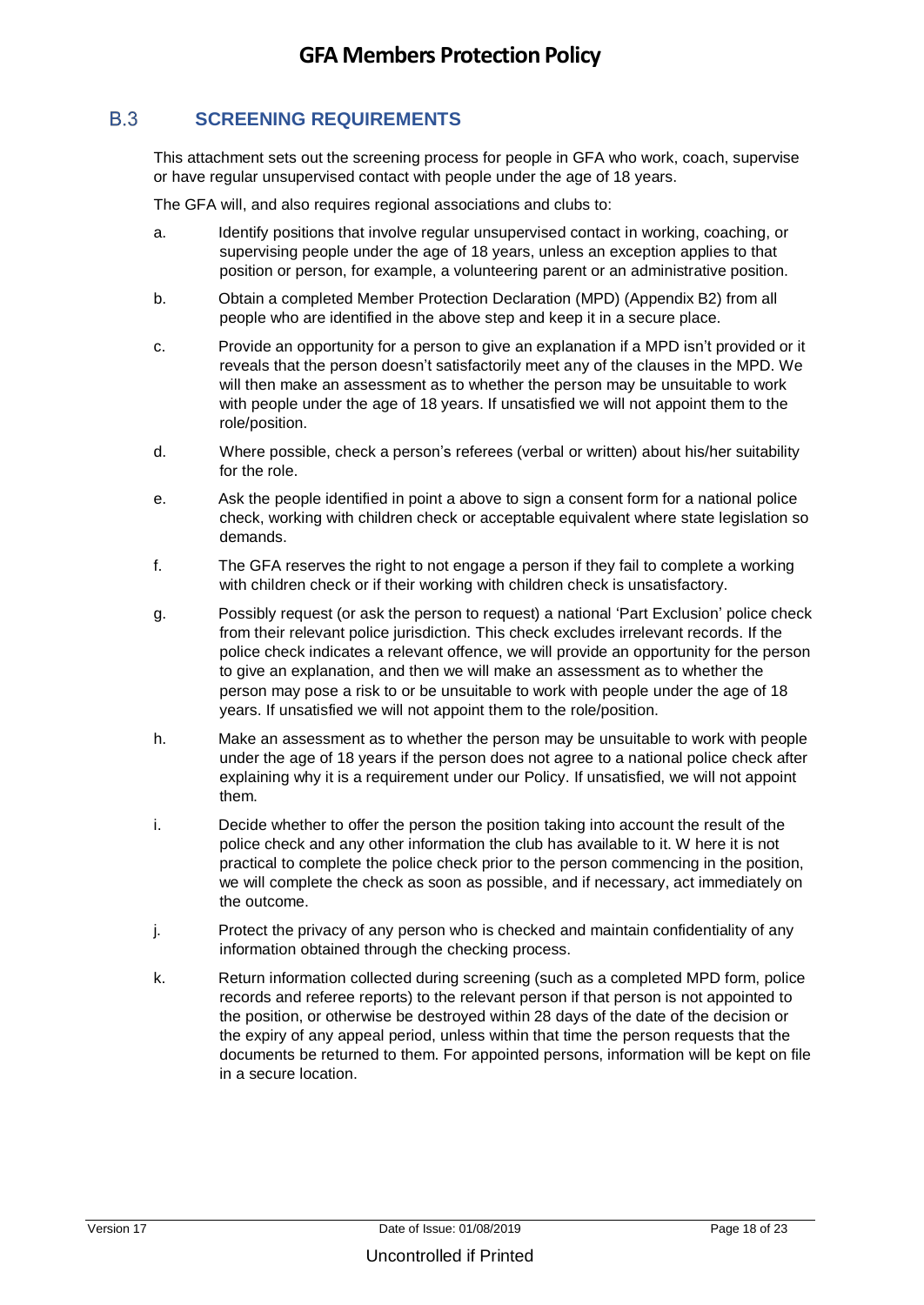## B.3 SCREENING REQUIREMENTS

This attachment sets out the screening process for people in GFA who work, coach, supervise or have regular unsupervised contact with people under the age of 18 years.

The GFA will, and also requires regional associations and clubs to:

a. Identify positions that involve regular unsupervised contact in working, coaching, or supervising people under the age of 18 years, unless an exception applies to that position or person, for example, a volunteering parent or an administrative position.

b. Obtain a completed Member Protection Declaration (MPD) (Appendix B2) from all people who are identified in the above step and keep it in a secure place.

c. Provide an opportunity for a person to give an explanation if a MPD isn't provided or it reveals that the person doesn't satisfactorily meet any of the clauses in the MPD. We will then make an assessment as to whether the person may be unsuitable to work with people under the age of 18 years. If unsatisfied we will not appoint them to the role/position.

d. Where possible, check a person's referees (verbal or written) about his/her suitability for the role.

e. Ask the people identified in point a above to sign a consent form for a national police check, working with children check or acceptable equivalent where state legislation so demands.

f. The GFA reserves the right to not engage a person if they fail to complete a working with children check or if their working with children check is unsatisfactory.

g. Possibly request (or ask the person to request) a national 'Part Exclusion' police check from their relevant police jurisdiction. This check excludes irrelevant records. If the police check indicates a relevant offence, we will provide an opportunity for the person to give an explanation, and then we will make an assessment as to whether the person may pose a risk to or be unsuitable to work with people under the age of 18 years. If unsatisfied we will not appoint them to the role/position.

h. Make an assessment as to whether the person may be unsuitable to work with people under the age of 18 years if the person does not agree to a national police check after explaining why it is a requirement under our Policy. If unsatisfied, we will not appoint them.

i. Decide whether to offer the person the position taking into account the result of the police check and any other information the club has available to it. W here it is not practical to complete the police check prior to the person commencing in the position, we will complete the check as soon as possible, and if necessary, act immediately on the outcome.

j. Protect the privacy of any person who is checked and maintain confidentiality of any information obtained through the checking process.

k. Return information collected during screening (such as a completed MPD form, police records and referee reports) to the relevant person if that person is not appointed to the position, or otherwise be destroyed within 28 days of the date of the decision or the expiry of any appeal period, unless within that time the person requests that the documents be returned to them. For appointed persons, information will be kept on file in a secure location.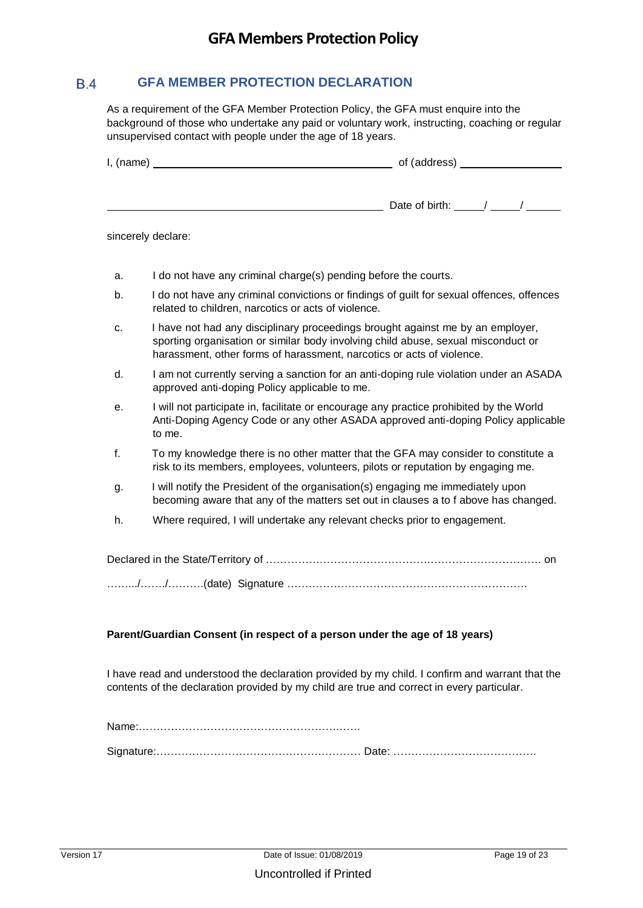## B.4 GFA MEMBER PROTECTION DECLARATION

As a requirement of the GFA Member Protection Policy, the GFA must enquire into the background of those who undertake any paid or voluntary work, instructing, coaching or regular unsupervised contact with people under the age of 18 years.

I, (name) ________________________________________ of (address) __________________

______________________________________________ Date of birth: _____/ _____/ ______

sincerely declare:

a. I do not have any criminal charge(s) pending before the courts.

b. I do not have any criminal convictions or findings of guilt for sexual offences, offences related to children, narcotics or acts of violence.

c. I have not had any disciplinary proceedings brought against me by an employer, sporting organisation or similar body involving child abuse, sexual misconduct or harassment, other forms of harassment, narcotics or acts of violence.

d. I am not currently serving a sanction for an anti-doping rule violation under an ASADA approved anti-doping Policy applicable to me.

e. I will not participate in, facilitate or encourage any practice prohibited by the World Anti-Doping Agency Code or any other ASADA approved anti-doping Policy applicable to me.

f. To my knowledge there is no other matter that the GFA may consider to constitute a risk to its members, employees, volunteers, pilots or reputation by engaging me.

g. I will notify the President of the organisation(s) engaging me immediately upon becoming aware that any of the matters set out in clauses a to f above has changed.

h. Where required, I will undertake any relevant checks prior to engagement.

Declared in the State/Territory of ……………………………………………………………………. on

……../……./……….(date) Signature ………………………………………………………….

**Parent/Guardian Consent (in respect of a person under the age of 18 years)**

I have read and understood the declaration provided by my child. I confirm and warrant that the contents of the declaration provided by my child are true and correct in every particular.

Name:……………………………………………………

Signature:………………………………………………… Date: ………………………………….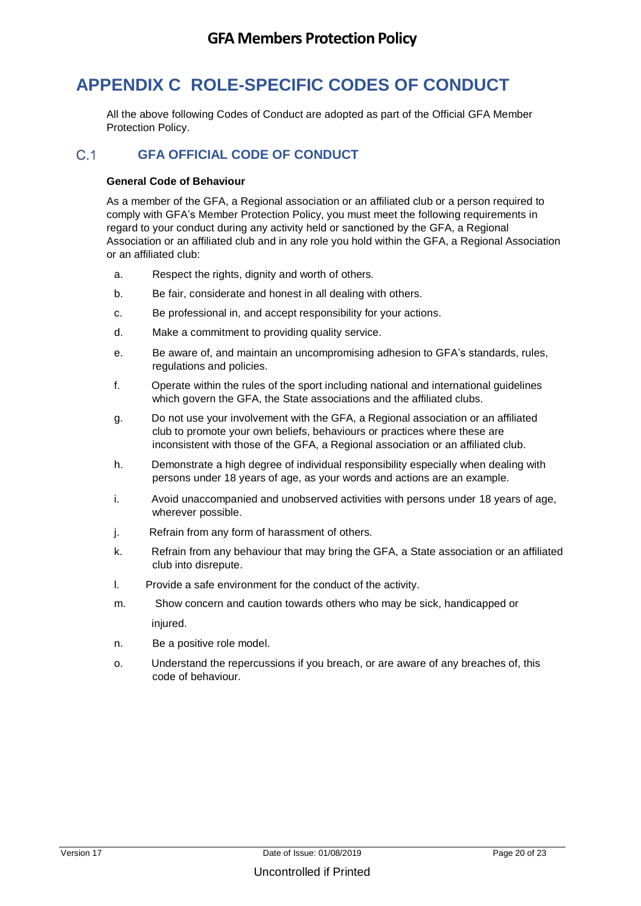# APPENDIX C ROLE-SPECIFIC CODES OF CONDUCT

All the above following Codes of Conduct are adopted as part of the Official GFA Member Protection Policy.

## C.1 GFA OFFICIAL CODE OF CONDUCT

**General Code of Behaviour**

As a member of the GFA, a Regional association or an affiliated club or a person required to comply with GFA's Member Protection Policy, you must meet the following requirements in regard to your conduct during any activity held or sanctioned by the GFA, a Regional Association or an affiliated club and in any role you hold within the GFA, a Regional Association or an affiliated club:

a. Respect the rights, dignity and worth of others.

b. Be fair, considerate and honest in all dealing with others.

c. Be professional in, and accept responsibility for your actions.

d. Make a commitment to providing quality service.

e. Be aware of, and maintain an uncompromising adhesion to GFA's standards, rules, regulations and policies.

f. Operate within the rules of the sport including national and international guidelines which govern the GFA, the State associations and the affiliated clubs.

g. Do not use your involvement with the GFA, a Regional association or an affiliated club to promote your own beliefs, behaviours or practices where these are inconsistent with those of the GFA, a Regional association or an affiliated club.

h. Demonstrate a high degree of individual responsibility especially when dealing with persons under 18 years of age, as your words and actions are an example.

i. Avoid unaccompanied and unobserved activities with persons under 18 years of age, wherever possible.

j. Refrain from any form of harassment of others.

k. Refrain from any behaviour that may bring the GFA, a State association or an affiliated club into disrepute.

l. Provide a safe environment for the conduct of the activity.

m. Show concern and caution towards others who may be sick, handicapped or injured.

n. Be a positive role model.

o. Understand the repercussions if you breach, or are aware of any breaches of, this code of behaviour.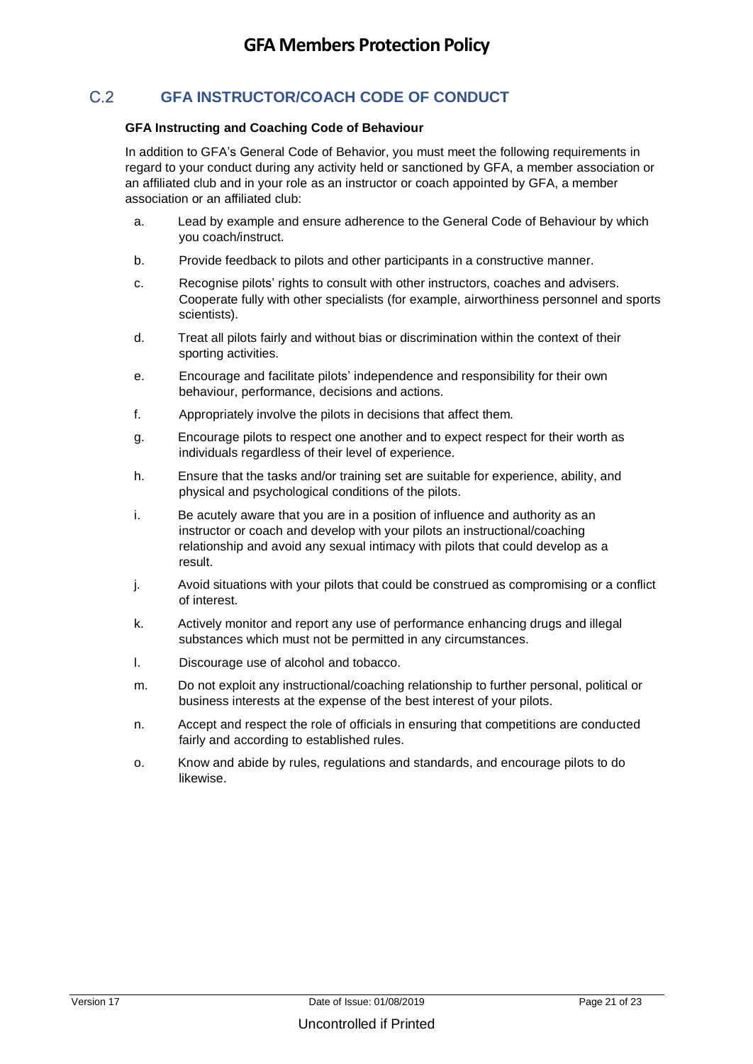## C.2 GFA INSTRUCTOR/COACH CODE OF CONDUCT

**GFA Instructing and Coaching Code of Behaviour**

In addition to GFA's General Code of Behavior, you must meet the following requirements in regard to your conduct during any activity held or sanctioned by GFA, a member association or an affiliated club and in your role as an instructor or coach appointed by GFA, a member association or an affiliated club:

a. Lead by example and ensure adherence to the General Code of Behaviour by which you coach/instruct.

b. Provide feedback to pilots and other participants in a constructive manner.

c. Recognise pilots' rights to consult with other instructors, coaches and advisers. Cooperate fully with other specialists (for example, airworthiness personnel and sports scientists).

d. Treat all pilots fairly and without bias or discrimination within the context of their sporting activities.

e. Encourage and facilitate pilots' independence and responsibility for their own behaviour, performance, decisions and actions.

f. Appropriately involve the pilots in decisions that affect them.

g. Encourage pilots to respect one another and to expect respect for their worth as individuals regardless of their level of experience.

h. Ensure that the tasks and/or training set are suitable for experience, ability, and physical and psychological conditions of the pilots.

i. Be acutely aware that you are in a position of influence and authority as an instructor or coach and develop with your pilots an instructional/coaching relationship and avoid any sexual intimacy with pilots that could develop as a result.

j. Avoid situations with your pilots that could be construed as compromising or a conflict of interest.

k. Actively monitor and report any use of performance enhancing drugs and illegal substances which must not be permitted in any circumstances.

l. Discourage use of alcohol and tobacco.

m. Do not exploit any instructional/coaching relationship to further personal, political or business interests at the expense of the best interest of your pilots.

n. Accept and respect the role of officials in ensuring that competitions are conducted fairly and according to established rules.

o. Know and abide by rules, regulations and standards, and encourage pilots to do likewise.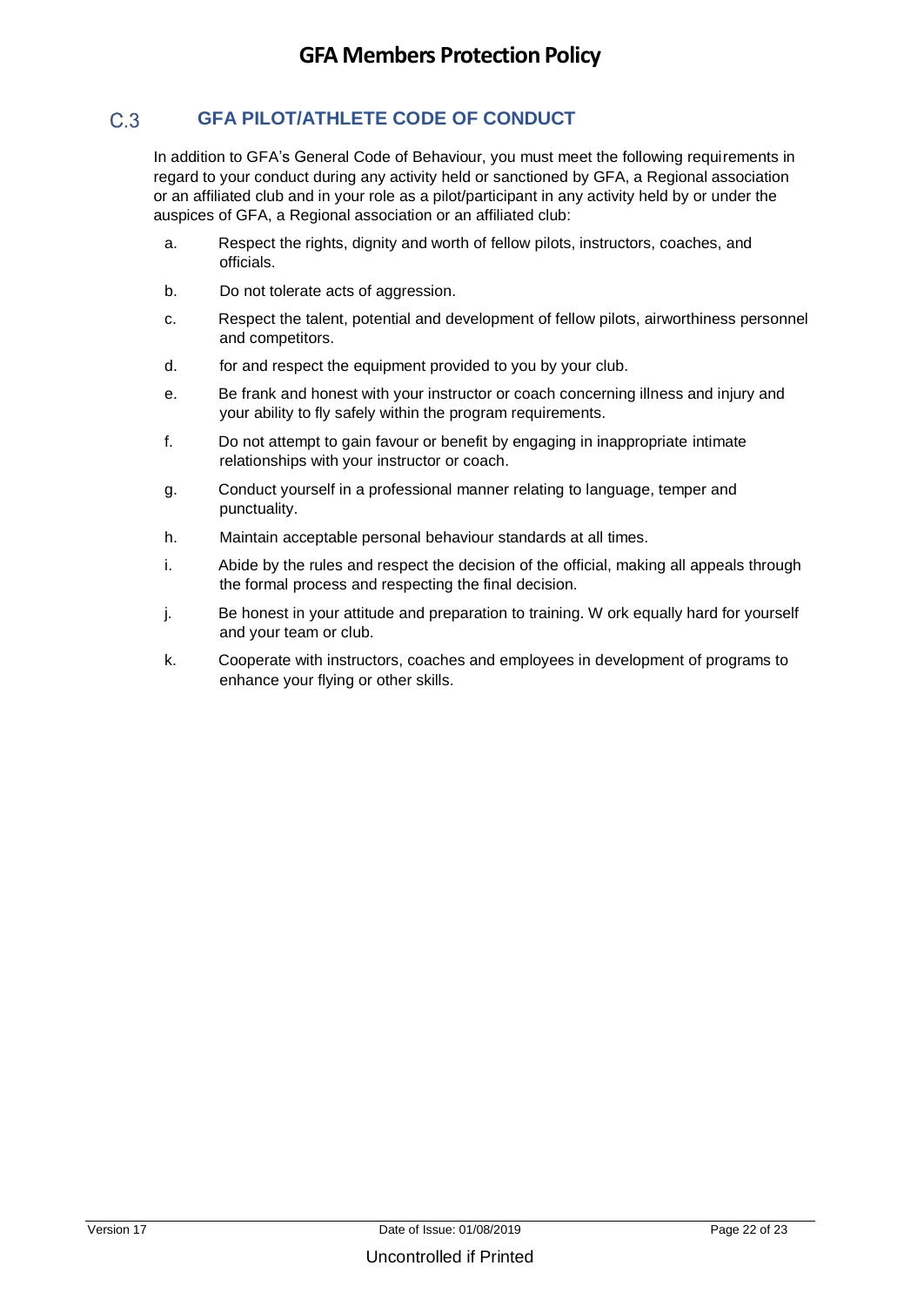## C.3 GFA PILOT/ATHLETE CODE OF CONDUCT

In addition to GFA's General Code of Behaviour, you must meet the following requirements in regard to your conduct during any activity held or sanctioned by GFA, a Regional association or an affiliated club and in your role as a pilot/participant in any activity held by or under the auspices of GFA, a Regional association or an affiliated club:

a. Respect the rights, dignity and worth of fellow pilots, instructors, coaches, and officials.

b. Do not tolerate acts of aggression.

c. Respect the talent, potential and development of fellow pilots, airworthiness personnel and competitors.

d. for and respect the equipment provided to you by your club.

e. Be frank and honest with your instructor or coach concerning illness and injury and your ability to fly safely within the program requirements.

f. Do not attempt to gain favour or benefit by engaging in inappropriate intimate relationships with your instructor or coach.

g. Conduct yourself in a professional manner relating to language, temper and punctuality.

h. Maintain acceptable personal behaviour standards at all times.

i. Abide by the rules and respect the decision of the official, making all appeals through the formal process and respecting the final decision.

j. Be honest in your attitude and preparation to training. W ork equally hard for yourself and your team or club.

k. Cooperate with instructors, coaches and employees in development of programs to enhance your flying or other skills.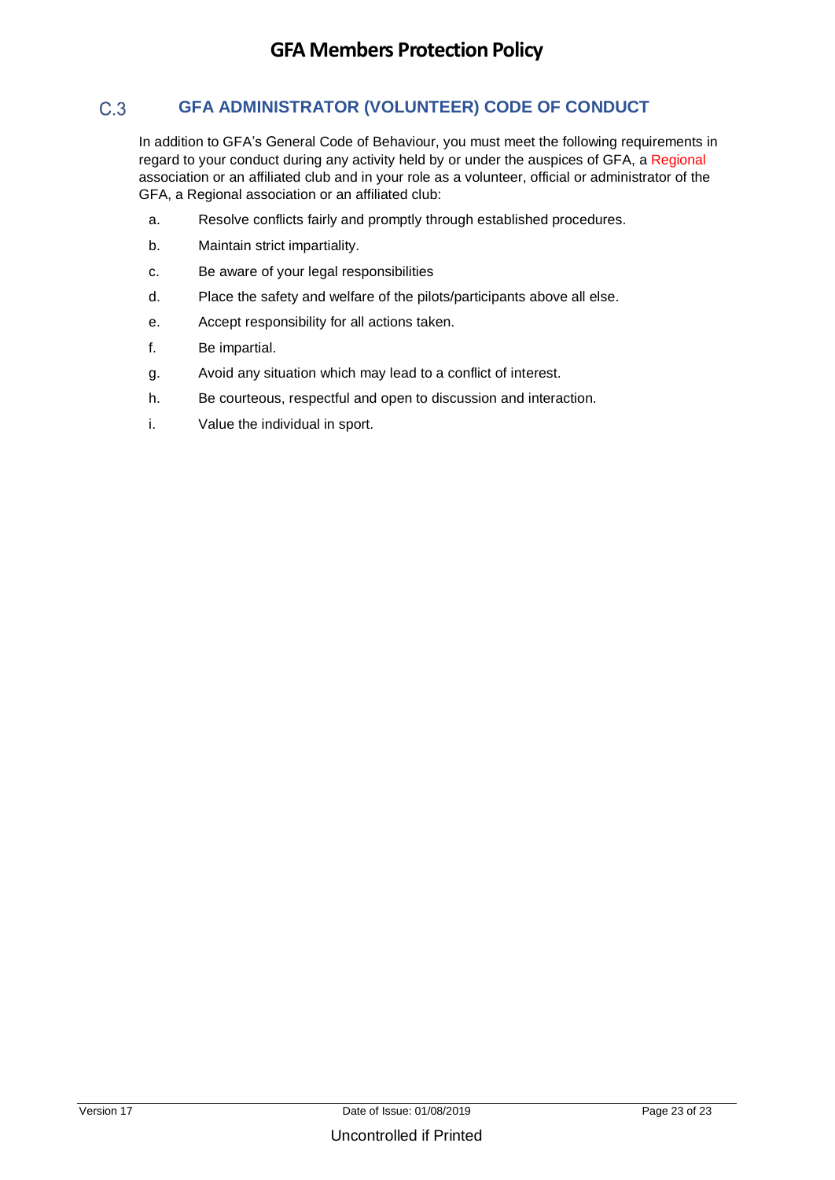## C.3 GFA ADMINISTRATOR (VOLUNTEER) CODE OF CONDUCT

In addition to GFA's General Code of Behaviour, you must meet the following requirements in regard to your conduct during any activity held by or under the auspices of GFA, a Regional association or an affiliated club and in your role as a volunteer, official or administrator of the GFA, a Regional association or an affiliated club:

a. Resolve conflicts fairly and promptly through established procedures.

b. Maintain strict impartiality.

c. Be aware of your legal responsibilities

d. Place the safety and welfare of the pilots/participants above all else.

e. Accept responsibility for all actions taken.

f. Be impartial.

g. Avoid any situation which may lead to a conflict of interest.

h. Be courteous, respectful and open to discussion and interaction.

i. Value the individual in sport.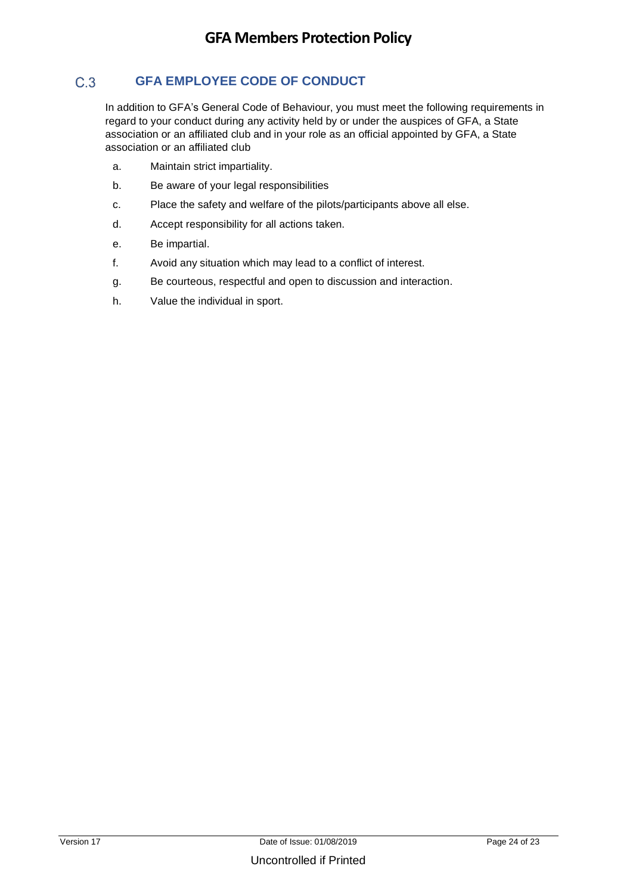## C.3 GFA EMPLOYEE CODE OF CONDUCT

In addition to GFA's General Code of Behaviour, you must meet the following requirements in regard to your conduct during any activity held by or under the auspices of GFA, a State association or an affiliated club and in your role as an official appointed by GFA, a State association or an affiliated club

a. Maintain strict impartiality.

b. Be aware of your legal responsibilities

c. Place the safety and welfare of the pilots/participants above all else.

d. Accept responsibility for all actions taken.

e. Be impartial.

f. Avoid any situation which may lead to a conflict of interest.

g. Be courteous, respectful and open to discussion and interaction.

h. Value the individual in sport.